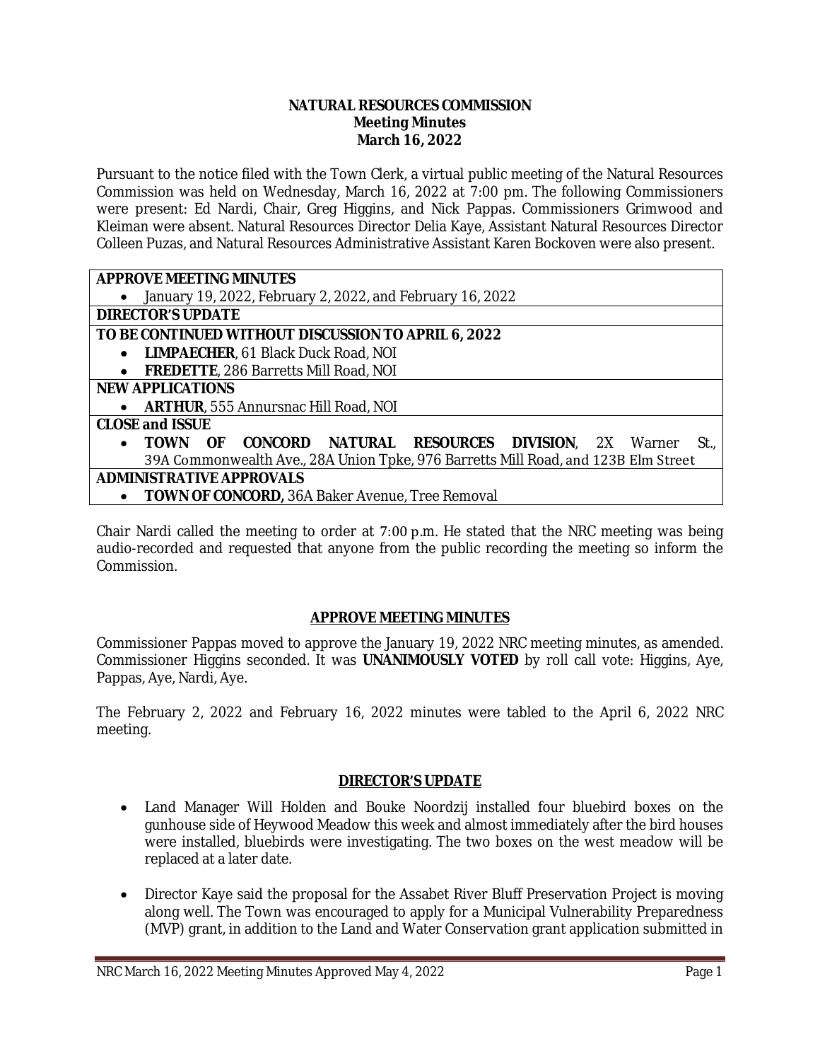**NATURAL RESOURCES COMMISSION**
**Meeting Minutes**
**March 16, 2022**

Pursuant to the notice filed with the Town Clerk, a virtual public meeting of the Natural Resources Commission was held on Wednesday, March 16, 2022 at 7:00 pm. The following Commissioners were present: Ed Nardi, Chair, Greg Higgins, and Nick Pappas. Commissioners Grimwood and Kleiman were absent. Natural Resources Director Delia Kaye, Assistant Natural Resources Director Colleen Puzas, and Natural Resources Administrative Assistant Karen Bockoven were also present.

| |
|---|
| **APPROVE MEETING MINUTES** |
| • January 19, 2022, February 2, 2022, and February 16, 2022 |
| **DIRECTOR'S UPDATE** |
| **TO BE CONTINUED WITHOUT DISCUSSION TO APRIL 6, 2022** |
| • **LIMPAECHER**, 61 Black Duck Road, NOI |
| • **FREDETTE**, 286 Barretts Mill Road, NOI |
| **NEW APPLICATIONS** |
| • **ARTHUR**, 555 Annursnac Hill Road, NOI |
| **CLOSE and ISSUE** |
| • **TOWN OF CONCORD NATURAL RESOURCES DIVISION**, 2X Warner St., 39A Commonwealth Ave., 28A Union Tpke, 976 Barretts Mill Road, and 123B Elm Street |
| **ADMINISTRATIVE APPROVALS** |
| • **TOWN OF CONCORD,** 36A Baker Avenue, Tree Removal |

Chair Nardi called the meeting to order at 7:00 p.m. He stated that the NRC meeting was being audio-recorded and requested that anyone from the public recording the meeting so inform the Commission.

## APPROVE MEETING MINUTES

Commissioner Pappas moved to approve the January 19, 2022 NRC meeting minutes, as amended. Commissioner Higgins seconded. It was **UNANIMOUSLY VOTED** by roll call vote: Higgins, Aye, Pappas, Aye, Nardi, Aye.

The February 2, 2022 and February 16, 2022 minutes were tabled to the April 6, 2022 NRC meeting.

## DIRECTOR'S UPDATE

- Land Manager Will Holden and Bouke Noordzij installed four bluebird boxes on the gunhouse side of Heywood Meadow this week and almost immediately after the bird houses were installed, bluebirds were investigating. The two boxes on the west meadow will be replaced at a later date.

- Director Kaye said the proposal for the Assabet River Bluff Preservation Project is moving along well. The Town was encouraged to apply for a Municipal Vulnerability Preparedness (MVP) grant, in addition to the Land and Water Conservation grant application submitted in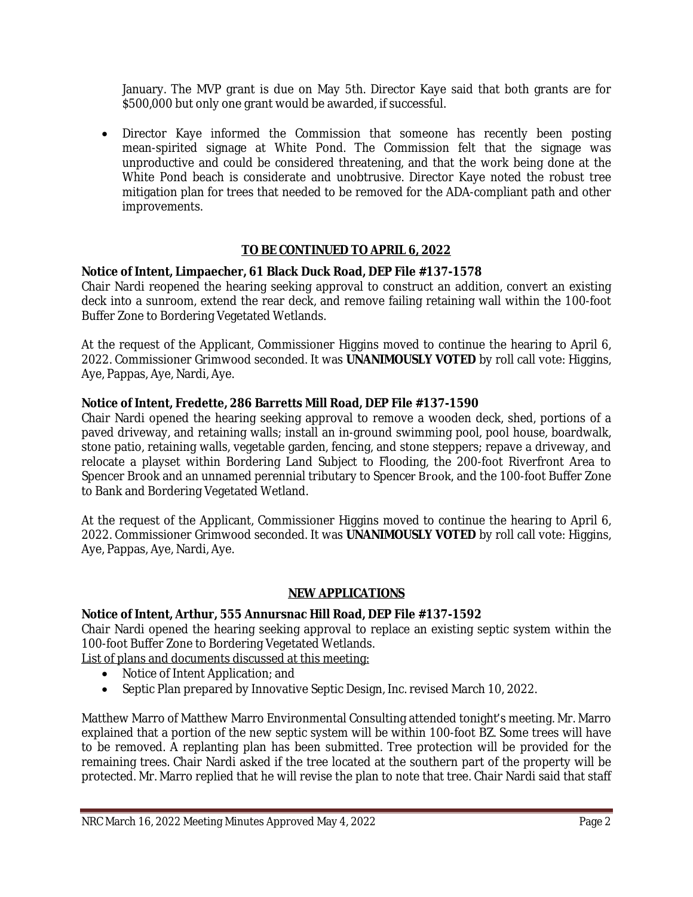January. The MVP grant is due on May 5th. Director Kaye said that both grants are for $500,000 but only one grant would be awarded, if successful.

- Director Kaye informed the Commission that someone has recently been posting mean-spirited signage at White Pond. The Commission felt that the signage was unproductive and could be considered threatening, and that the work being done at the White Pond beach is considerate and unobtrusive. Director Kaye noted the robust tree mitigation plan for trees that needed to be removed for the ADA-compliant path and other improvements.

## TO BE CONTINUED TO APRIL 6, 2022

**Notice of Intent, Limpaecher, 61 Black Duck Road, DEP File #137-1578**
Chair Nardi reopened the hearing seeking approval to construct an addition, convert an existing deck into a sunroom, extend the rear deck, and remove failing retaining wall within the 100-foot Buffer Zone to Bordering Vegetated Wetlands.

At the request of the Applicant, Commissioner Higgins moved to continue the hearing to April 6, 2022. Commissioner Grimwood seconded. It was **UNANIMOUSLY VOTED** by roll call vote: Higgins, Aye, Pappas, Aye, Nardi, Aye.

**Notice of Intent, Fredette, 286 Barretts Mill Road, DEP File #137-1590**
Chair Nardi opened the hearing seeking approval to remove a wooden deck, shed, portions of a paved driveway, and retaining walls; install an in-ground swimming pool, pool house, boardwalk, stone patio, retaining walls, vegetable garden, fencing, and stone steppers; repave a driveway, and relocate a playset within Bordering Land Subject to Flooding, the 200-foot Riverfront Area to Spencer Brook and an unnamed perennial tributary to Spencer Brook, and the 100-foot Buffer Zone to Bank and Bordering Vegetated Wetland.

At the request of the Applicant, Commissioner Higgins moved to continue the hearing to April 6, 2022. Commissioner Grimwood seconded. It was **UNANIMOUSLY VOTED** by roll call vote: Higgins, Aye, Pappas, Aye, Nardi, Aye.

## NEW APPLICATIONS

**Notice of Intent, Arthur, 555 Annursnac Hill Road, DEP File #137-1592**
Chair Nardi opened the hearing seeking approval to replace an existing septic system within the 100-foot Buffer Zone to Bordering Vegetated Wetlands.
List of plans and documents discussed at this meeting:

- Notice of Intent Application; and
- Septic Plan prepared by Innovative Septic Design, Inc. revised March 10, 2022.

Matthew Marro of Matthew Marro Environmental Consulting attended tonight's meeting. Mr. Marro explained that a portion of the new septic system will be within 100-foot BZ. Some trees will have to be removed. A replanting plan has been submitted. Tree protection will be provided for the remaining trees. Chair Nardi asked if the tree located at the southern part of the property will be protected. Mr. Marro replied that he will revise the plan to note that tree. Chair Nardi said that staff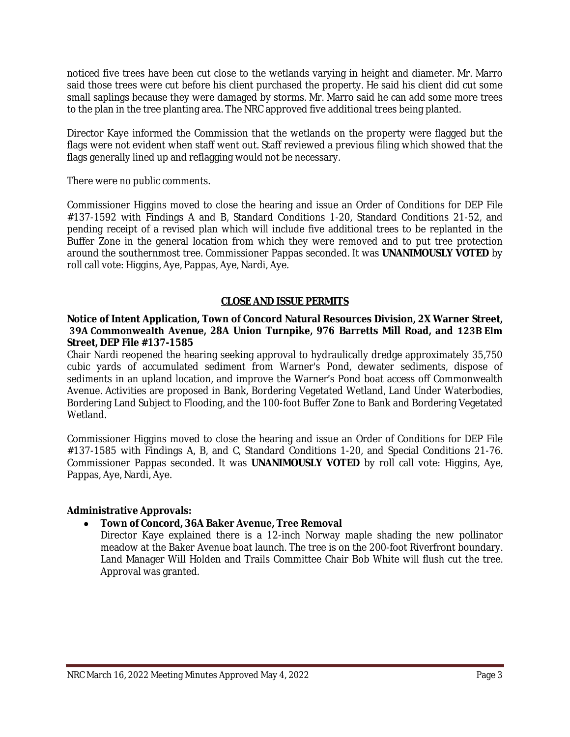noticed five trees have been cut close to the wetlands varying in height and diameter. Mr. Marro said those trees were cut before his client purchased the property. He said his client did cut some small saplings because they were damaged by storms. Mr. Marro said he can add some more trees to the plan in the tree planting area. The NRC approved five additional trees being planted.

Director Kaye informed the Commission that the wetlands on the property were flagged but the flags were not evident when staff went out. Staff reviewed a previous filing which showed that the flags generally lined up and reflagging would not be necessary.

There were no public comments.

Commissioner Higgins moved to close the hearing and issue an Order of Conditions for DEP File #137-1592 with Findings A and B, Standard Conditions 1-20, Standard Conditions 21-52, and pending receipt of a revised plan which will include five additional trees to be replanted in the Buffer Zone in the general location from which they were removed and to put tree protection around the southernmost tree. Commissioner Pappas seconded. It was **UNANIMOUSLY VOTED** by roll call vote: Higgins, Aye, Pappas, Aye, Nardi, Aye.

## CLOSE AND ISSUE PERMITS

**Notice of Intent Application, Town of Concord Natural Resources Division, 2X Warner Street, 39A Commonwealth Avenue, 28A Union Turnpike, 976 Barretts Mill Road, and 123B Elm Street, DEP File #137-1585**

Chair Nardi reopened the hearing seeking approval to hydraulically dredge approximately 35,750 cubic yards of accumulated sediment from Warner's Pond, dewater sediments, dispose of sediments in an upland location, and improve the Warner's Pond boat access off Commonwealth Avenue. Activities are proposed in Bank, Bordering Vegetated Wetland, Land Under Waterbodies, Bordering Land Subject to Flooding, and the 100-foot Buffer Zone to Bank and Bordering Vegetated Wetland.

Commissioner Higgins moved to close the hearing and issue an Order of Conditions for DEP File #137-1585 with Findings A, B, and C, Standard Conditions 1-20, and Special Conditions 21-76. Commissioner Pappas seconded. It was **UNANIMOUSLY VOTED** by roll call vote: Higgins, Aye, Pappas, Aye, Nardi, Aye.

**Administrative Approvals:**

- **Town of Concord, 36A Baker Avenue, Tree Removal**
  Director Kaye explained there is a 12-inch Norway maple shading the new pollinator meadow at the Baker Avenue boat launch. The tree is on the 200-foot Riverfront boundary. Land Manager Will Holden and Trails Committee Chair Bob White will flush cut the tree. Approval was granted.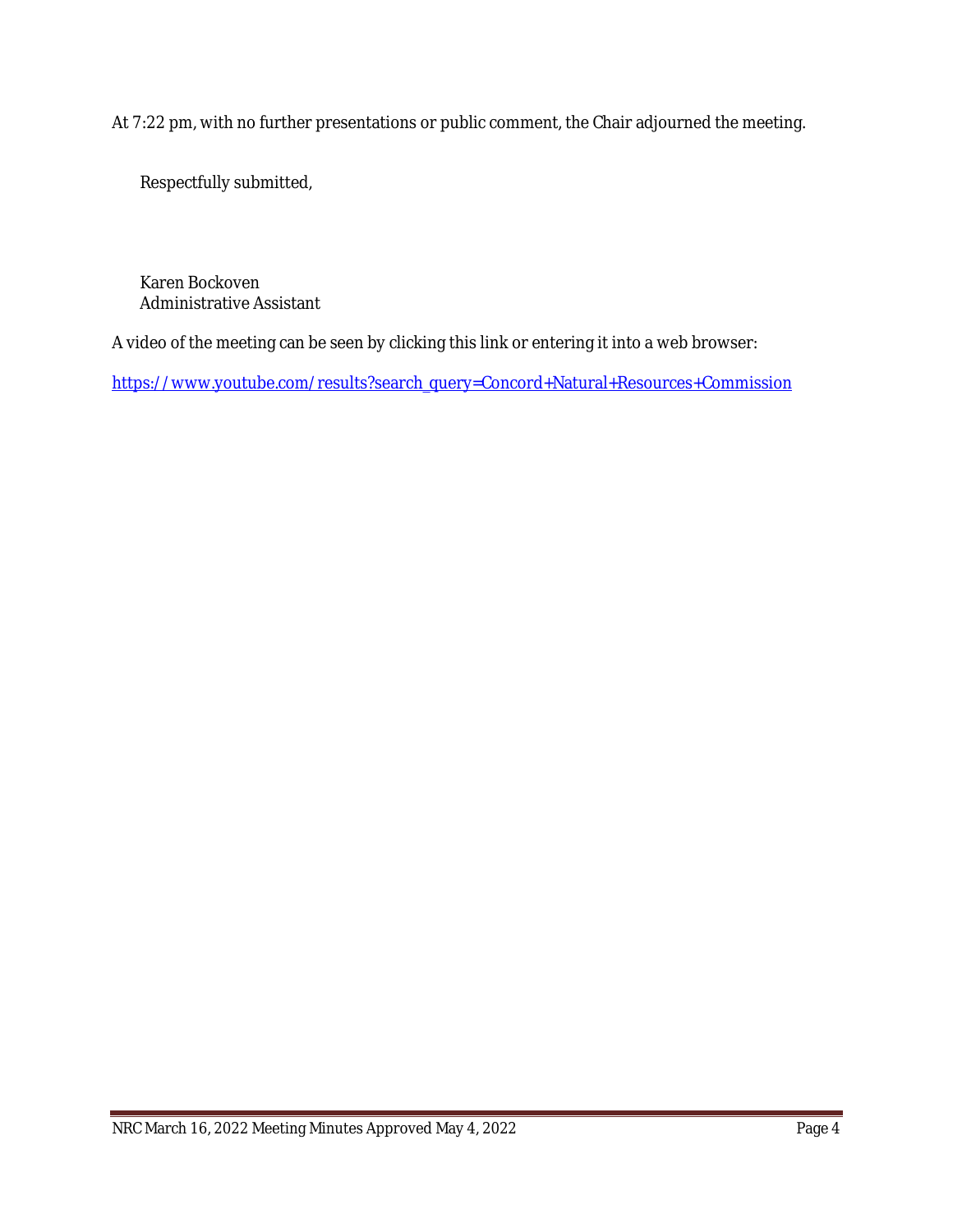At 7:22 pm, with no further presentations or public comment, the Chair adjourned the meeting.

Respectfully submitted,

Karen Bockoven
Administrative Assistant

A video of the meeting can be seen by clicking this link or entering it into a web browser:

https://www.youtube.com/results?search_query=Concord+Natural+Resources+Commission